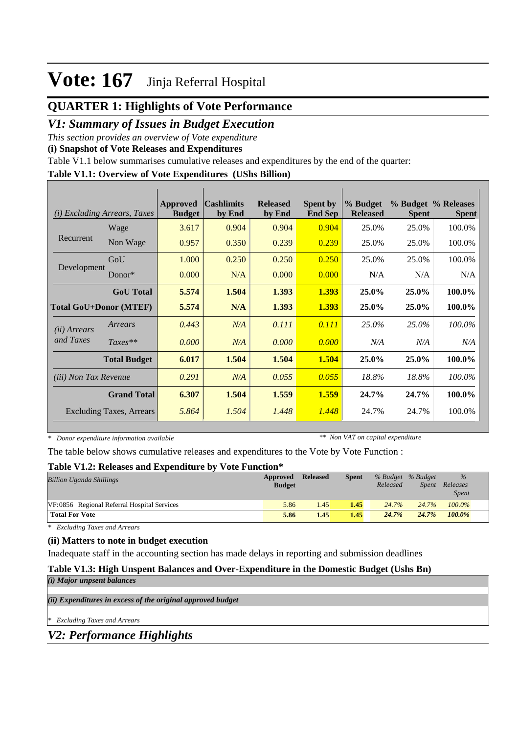# Vote: 167 Jinja Referral Hospital

## QUARTER 1: Highlights of Vote Performance

## *V1: Summary of Issues in Budget Execution*

*This section provides an overview of Vote expenditure*

**(i) Snapshot of Vote Releases and Expenditures**

Table V1.1 below summarises cumulative releases and expenditures by the end of the quarter:

**Table V1.1: Overview of Vote Expenditures (UShs Billion)**

| *(i) Excluding Arrears, Taxes* | | Approved Budget | Cashlimits by End | Released by End | Spent by End Sep | % Budget Released | % Budget Spent | % Releases Spent |
|---|---|---|---|---|---|---|---|---|
| Recurrent | Wage | 3.617 | 0.904 | 0.904 | 0.904 | 25.0% | 25.0% | 100.0% |
| | Non Wage | 0.957 | 0.350 | 0.239 | 0.239 | 25.0% | 25.0% | 100.0% |
| Development | GoU | 1.000 | 0.250 | 0.250 | 0.250 | 25.0% | 25.0% | 100.0% |
| | Donor* | 0.000 | N/A | 0.000 | 0.000 | N/A | N/A | N/A |
| | **GoU Total** | **5.574** | **1.504** | **1.393** | **1.393** | **25.0%** | **25.0%** | **100.0%** |
| **Total GoU+Donor (MTEF)** | | **5.574** | **N/A** | **1.393** | **1.393** | **25.0%** | **25.0%** | **100.0%** |
| *(ii) Arrears and Taxes* | *Arrears* | *0.443* | *N/A* | *0.111* | *0.111* | *25.0%* | *25.0%* | *100.0%* |
| | *Taxes*** | *0.000* | *N/A* | *0.000* | *0.000* | *N/A* | *N/A* | *N/A* |
| | **Total Budget** | **6.017** | **1.504** | **1.504** | **1.504** | **25.0%** | **25.0%** | **100.0%** |
| *(iii) Non Tax Revenue* | | *0.291* | *N/A* | *0.055* | *0.055* | *18.8%* | *18.8%* | *100.0%* |
| | **Grand Total** | **6.307** | **1.504** | **1.559** | **1.559** | **24.7%** | **24.7%** | **100.0%** |
| | Excluding Taxes, Arrears | *5.864* | *1.504* | *1.448* | *1.448* | 24.7% | 24.7% | 100.0% |

*\* Donor expenditure information available* *\*\* Non VAT on capital expenditure*

The table below shows cumulative releases and expenditures to the Vote by Vote Function :

**Table V1.2: Releases and Expenditure by Vote Function***

| *Billion Uganda Shillings* | Approved Budget | Released | Spent | *% Budget Released* | *% Budget Spent* | *% Releases Spent* |
|---|---|---|---|---|---|---|
| VF:0856 Regional Referral Hospital Services | 5.86 | 1.45 | **1.45** | *24.7%* | *24.7%* | *100.0%* |
| **Total For Vote** | **5.86** | **1.45** | **1.45** | ***24.7%*** | ***24.7%*** | ***100.0%*** |

*\* Excluding Taxes and Arrears*

**(ii) Matters to note in budget execution**

Inadequate staff in the accounting section has made delays in reporting and submission deadlines

**Table V1.3: High Unspent Balances and Over-Expenditure in the Domestic Budget (Ushs Bn)**

***(i) Major unpsent balances***

***(ii) Expenditures in excess of the original approved budget***

*\* Excluding Taxes and Arrears*

## *V2: Performance Highlights*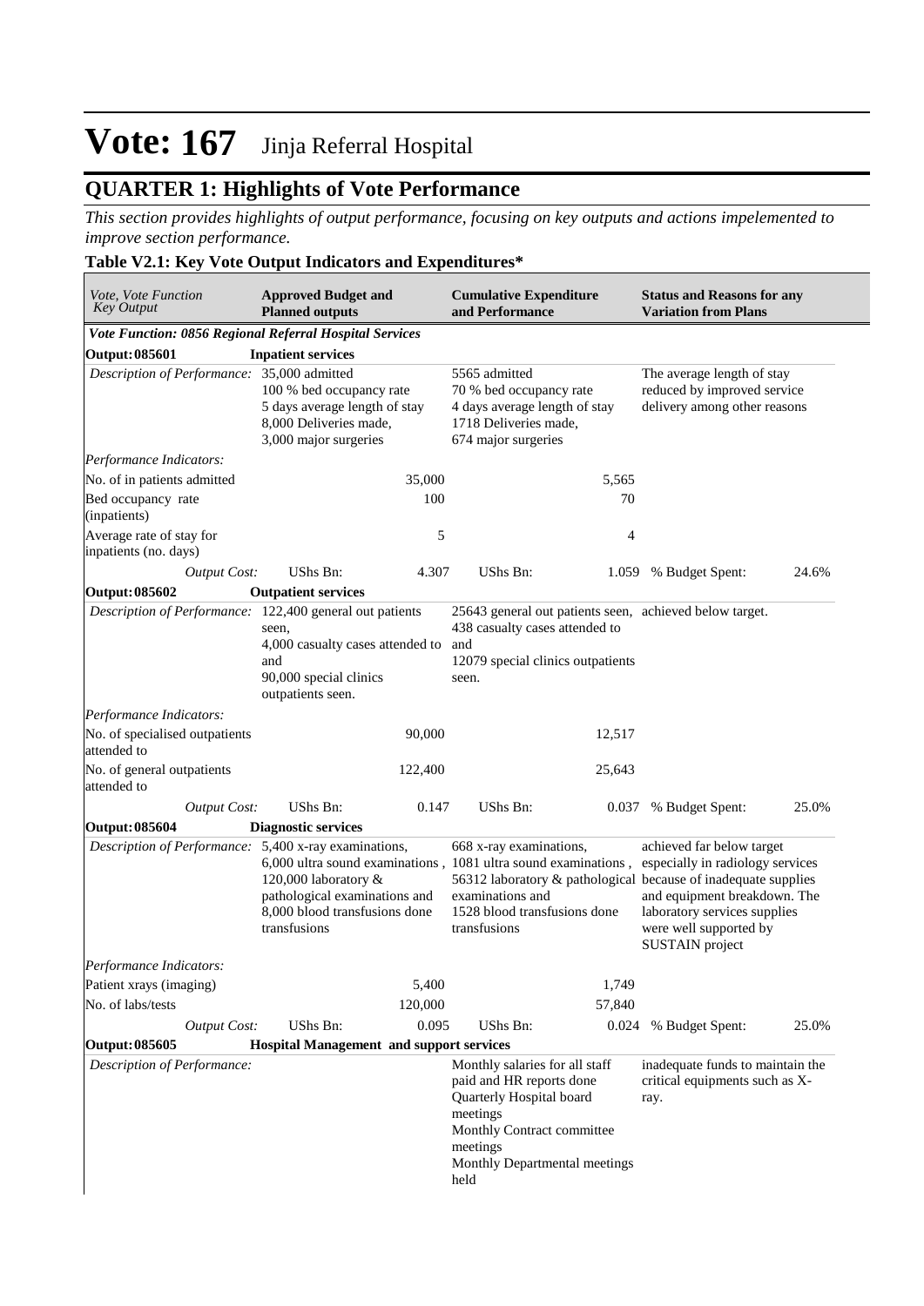# Vote: 167 Jinja Referral Hospital

## QUARTER 1: Highlights of Vote Performance

*This section provides highlights of output performance, focusing on key outputs and actions impelemented to improve section performance.*

### Table V2.1: Key Vote Output Indicators and Expenditures*

| *Vote, Vote Function Key Output* | **Approved Budget and Planned outputs** | | **Cumulative Expenditure and Performance** | | **Status and Reasons for any Variation from Plans** | |
|---|---|---|---|---|---|---|
| ***Vote Function: 0856 Regional Referral Hospital Services*** | | | | | | |
| **Output: 085601** | **Inpatient services** | | | | | |
| *Description of Performance:* | 35,000 admitted<br>100 % bed occupancy rate<br>5 days average length of stay<br>8,000 Deliveries made,<br>3,000 major surgeries | | 5565 admitted<br>70 % bed occupancy rate<br>4 days average length of stay<br>1718 Deliveries made,<br>674 major surgeries | | The average length of stay reduced by improved service delivery among other reasons | |
| *Performance Indicators:* | | | | | | |
| No. of in patients admitted | | 35,000 | | 5,565 | | |
| Bed occupancy rate (inpatients) | | 100 | | 70 | | |
| Average rate of stay for inpatients (no. days) | | 5 | | 4 | | |
| *Output Cost:* | UShs Bn: | 4.307 | UShs Bn: | 1.059 | % Budget Spent: | 24.6% |
| **Output: 085602** | **Outpatient services** | | | | | |
| *Description of Performance:* | 122,400 general out patients seen,<br>4,000 casualty cases attended to and<br>90,000 special clinics outpatients seen. | | 25643 general out patients seen,<br>438 casualty cases attended to and<br>12079 special clinics outpatients seen. | | achieved below target. | |
| *Performance Indicators:* | | | | | | |
| No. of specialised outpatients attended to | | 90,000 | | 12,517 | | |
| No. of general outpatients attended to | | 122,400 | | 25,643 | | |
| *Output Cost:* | UShs Bn: | 0.147 | UShs Bn: | 0.037 | % Budget Spent: | 25.0% |
| **Output: 085604** | **Diagnostic services** | | | | | |
| *Description of Performance:* | 5,400 x-ray examinations,<br>6,000 ultra sound examinations ,<br>120,000 laboratory & pathological examinations and<br>8,000 blood transfusions done transfusions | | 668 x-ray examinations,<br>1081 ultra sound examinations ,<br>56312 laboratory & pathological examinations and<br>1528 blood transfusions done transfusions | | achieved far below target especially in radiology services because of inadequate supplies and equipment breakdown. The laboratory services supplies were well supported by SUSTAIN project | |
| *Performance Indicators:* | | | | | | |
| Patient xrays (imaging) | | 5,400 | | 1,749 | | |
| No. of labs/tests | | 120,000 | | 57,840 | | |
| *Output Cost:* | UShs Bn: | 0.095 | UShs Bn: | 0.024 | % Budget Spent: | 25.0% |
| **Output: 085605** | **Hospital Management and support services** | | | | | |
| *Description of Performance:* | | | Monthly salaries for all staff paid and HR reports done<br>Quarterly Hospital board meetings<br>Monthly Contract committee meetings<br>Monthly Departmental meetings held | | inadequate funds to maintain the critical equipments such as X-ray. | |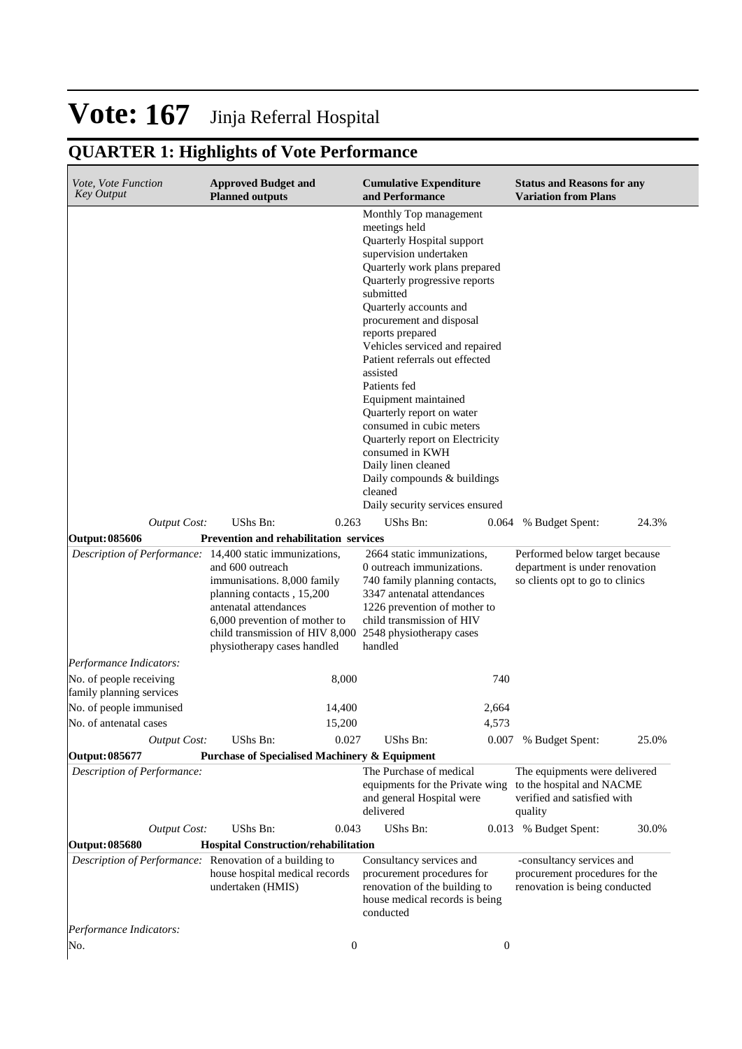# Vote: 167 Jinja Referral Hospital

## QUARTER 1: Highlights of Vote Performance

| *Vote, Vote Function Key Output* | **Approved Budget and Planned outputs** | | **Cumulative Expenditure and Performance** | | **Status and Reasons for any Variation from Plans** | |
|---|---|---|---|---|---|---|
| | | | Monthly Top management meetings held<br>Quarterly Hospital support supervision undertaken<br>Quarterly work plans prepared<br>Quarterly progressive reports submitted<br>Quarterly accounts and procurement and disposal reports prepared<br>Vehicles serviced and repaired<br>Patient referrals out effected assisted<br>Patients fed<br>Equipment maintained<br>Quarterly report on water consumed in cubic meters<br>Quarterly report on Electricity consumed in KWH<br>Daily linen cleaned<br>Daily compounds & buildings cleaned<br>Daily security services ensured | | | |
| *Output Cost:* | UShs Bn: | 0.263 | UShs Bn: | 0.064 | % Budget Spent: | 24.3% |
| **Output: 085606** | **Prevention and rehabilitation services** | | | | | |
| *Description of Performance:* | 14,400 static immunizations, and 600 outreach immunisations. 8,000 family planning contacts , 15,200 antenatal attendances<br>6,000 prevention of mother to child transmission of HIV 8,000 physiotherapy cases handled | | 2664 static immunizations, 0 outreach immunizations.<br>740 family planning contacts, 3347 antenatal attendances<br>1226 prevention of mother to child transmission of HIV<br>2548 physiotherapy cases handled | | Performed below target because department is under renovation so clients opt to go to clinics | |
| *Performance Indicators:* | | | | | | |
| No. of people receiving family planning services | | 8,000 | | 740 | | |
| No. of people immunised | | 14,400 | | 2,664 | | |
| No. of antenatal cases | | 15,200 | | 4,573 | | |
| *Output Cost:* | UShs Bn: | 0.027 | UShs Bn: | 0.007 | % Budget Spent: | 25.0% |
| **Output: 085677** | **Purchase of Specialised Machinery & Equipment** | | | | | |
| *Description of Performance:* | | | The Purchase of medical equipments for the Private wing and general Hospital were delivered | | The equipments were delivered to the hospital and NACME verified and satisfied with quality | |
| *Output Cost:* | UShs Bn: | 0.043 | UShs Bn: | 0.013 | % Budget Spent: | 30.0% |
| **Output: 085680** | **Hospital Construction/rehabilitation** | | | | | |
| *Description of Performance:* | Renovation of a building to house hospital medical records undertaken (HMIS) | | Consultancy services and procurement procedures for renovation of the building to house medical records is being conducted | | -consultancy services and procurement procedures for the renovation is being conducted | |
| *Performance Indicators:* | | | | | | |
| No. | | 0 | | 0 | | |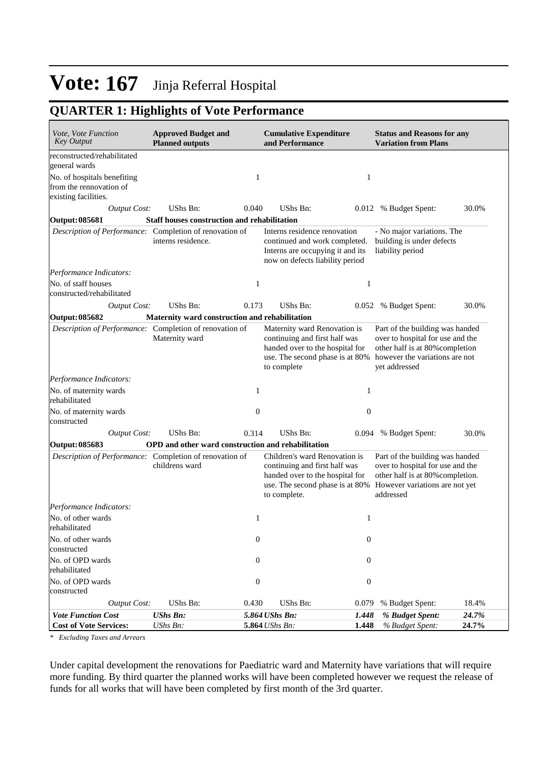# Vote: 167 Jinja Referral Hospital

## QUARTER 1: Highlights of Vote Performance

| *Vote, Vote Function Key Output* | **Approved Budget and Planned outputs** | | **Cumulative Expenditure and Performance** | | **Status and Reasons for any Variation from Plans** | |
|---|---|---|---|---|---|---|
| reconstructed/rehabilitated general wards | | | | | | |
| No. of hospitals benefiting from the rennovation of existing facilities. | | 1 | | 1 | | |
| *Output Cost:* | UShs Bn: | 0.040 | UShs Bn: | 0.012 | % Budget Spent: | 30.0% |
| **Output: 085681** | **Staff houses construction and rehabilitation** | | | | | |
| *Description of Performance:* | Completion of renovation of interns residence. | | Interns residence renovation continued and work completed. Interns are occupying it and its now on defects liability period | | - No major variations. The building is under defects liability period | |
| *Performance Indicators:* | | | | | | |
| No. of staff houses constructed/rehabilitated | | 1 | | 1 | | |
| *Output Cost:* | UShs Bn: | 0.173 | UShs Bn: | 0.052 | % Budget Spent: | 30.0% |
| **Output: 085682** | **Maternity ward construction and rehabilitation** | | | | | |
| *Description of Performance:* | Completion of renovation of Maternity ward | | Maternity ward Renovation is continuing and first half was handed over to the hospital for use. The second phase is at 80% to complete | | Part of the building was handed over to hospital for use and the other half is at 80%completion however the variations are not yet addressed | |
| *Performance Indicators:* | | | | | | |
| No. of maternity wards rehabilitated | | 1 | | 1 | | |
| No. of maternity wards constructed | | 0 | | 0 | | |
| *Output Cost:* | UShs Bn: | 0.314 | UShs Bn: | 0.094 | % Budget Spent: | 30.0% |
| **Output: 085683** | **OPD and other ward construction and rehabilitation** | | | | | |
| *Description of Performance:* | Completion of renovation of childrens ward | | Children's ward Renovation is continuing and first half was handed over to the hospital for use. The second phase is at 80% to complete. | | Part of the building was handed over to hospital for use and the other half is at 80%completion. However variations are not yet addressed | |
| *Performance Indicators:* | | | | | | |
| No. of other wards rehabilitated | | 1 | | 1 | | |
| No. of other wards constructed | | 0 | | 0 | | |
| No. of OPD wards rehabilitated | | 0 | | 0 | | |
| No. of OPD wards constructed | | 0 | | 0 | | |
| *Output Cost:* | UShs Bn: | 0.430 | UShs Bn: | 0.079 | % Budget Spent: | 18.4% |
| ***Vote Function Cost*** | ***UShs Bn:*** | ***5.864*** | ***UShs Bn:*** | ***1.448*** | ***% Budget Spent:*** | ***24.7%*** |
| **Cost of Vote Services:** | *UShs Bn:* | **5.864** | *UShs Bn:* | **1.448** | *% Budget Spent:* | **24.7%** |

*\* Excluding Taxes and Arrears*

Under capital development the renovations for Paediatric ward and Maternity have variations that will require more funding. By third quarter the planned works will have been completed however we request the release of funds for all works that will have been completed by first month of the 3rd quarter.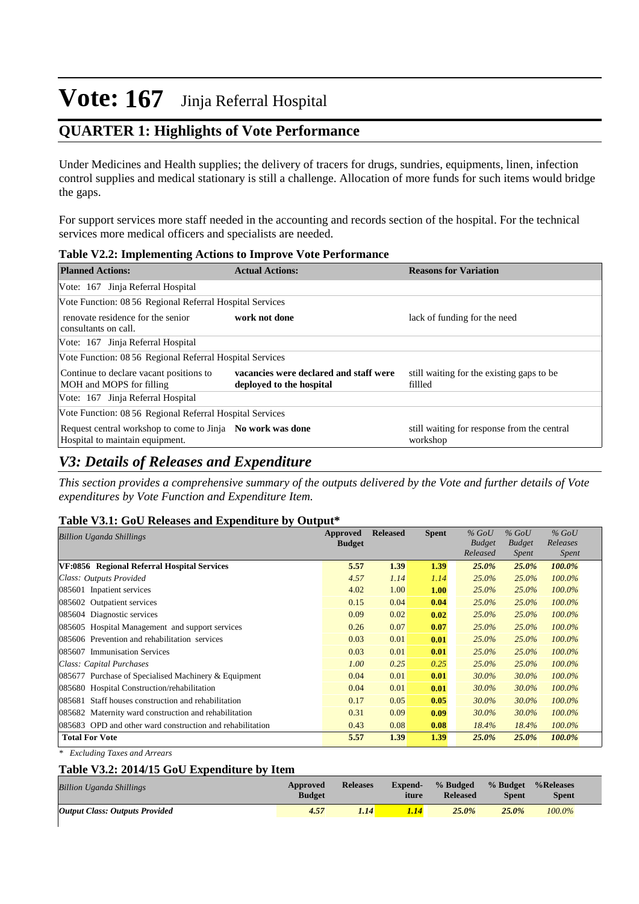# Vote: 167 Jinja Referral Hospital

## QUARTER 1: Highlights of Vote Performance

Under Medicines and Health supplies; the delivery of tracers for drugs, sundries, equipments, linen, infection control supplies and medical stationary is still a challenge. Allocation of more funds for such items would bridge the gaps.

For support services more staff needed in the accounting and records section of the hospital. For the technical services more medical officers and specialists are needed.

**Table V2.2: Implementing Actions to Improve Vote Performance**

| Planned Actions: | Actual Actions: | Reasons for Variation |
|---|---|---|
| Vote: 167 Jinja Referral Hospital | | |
| Vote Function: 08 56 Regional Referral Hospital Services | | |
| renovate residence for the senior consultants on call. | **work not done** | lack of funding for the need |
| Vote: 167 Jinja Referral Hospital | | |
| Vote Function: 08 56 Regional Referral Hospital Services | | |
| Continue to declare vacant positions to MOH and MOPS for filling | **vacancies were declared and staff were deployed to the hospital** | still waiting for the existing gaps to be fillled |
| Vote: 167 Jinja Referral Hospital | | |
| Vote Function: 08 56 Regional Referral Hospital Services | | |
| Request central workshop to come to Jinja Hospital to maintain equipment. | **No work was done** | still waiting for response from the central workshop |

## *V3: Details of Releases and Expenditure*

*This section provides a comprehensive summary of the outputs delivered by the Vote and further details of Vote expenditures by Vote Function and Expenditure Item.*

**Table V3.1: GoU Releases and Expenditure by Output***

| *Billion Uganda Shillings* | Approved Budget | Released | Spent | *% GoU Budget Released* | *% GoU Budget Spent* | *% GoU Releases Spent* |
|---|---|---|---|---|---|---|
| **VF:0856 Regional Referral Hospital Services** | **5.57** | **1.39** | **1.39** | ***25.0%*** | ***25.0%*** | ***100.0%*** |
| *Class: Outputs Provided* | *4.57* | *1.14* | *1.14* | *25.0%* | *25.0%* | *100.0%* |
| 085601 Inpatient services | 4.02 | 1.00 | **1.00** | *25.0%* | *25.0%* | *100.0%* |
| 085602 Outpatient services | 0.15 | 0.04 | **0.04** | *25.0%* | *25.0%* | *100.0%* |
| 085604 Diagnostic services | 0.09 | 0.02 | **0.02** | *25.0%* | *25.0%* | *100.0%* |
| 085605 Hospital Management and support services | 0.26 | 0.07 | **0.07** | *25.0%* | *25.0%* | *100.0%* |
| 085606 Prevention and rehabilitation services | 0.03 | 0.01 | **0.01** | *25.0%* | *25.0%* | *100.0%* |
| 085607 Immunisation Services | 0.03 | 0.01 | **0.01** | *25.0%* | *25.0%* | *100.0%* |
| *Class: Capital Purchases* | *1.00* | *0.25* | *0.25* | *25.0%* | *25.0%* | *100.0%* |
| 085677 Purchase of Specialised Machinery & Equipment | 0.04 | 0.01 | **0.01** | *30.0%* | *30.0%* | *100.0%* |
| 085680 Hospital Construction/rehabilitation | 0.04 | 0.01 | **0.01** | *30.0%* | *30.0%* | *100.0%* |
| 085681 Staff houses construction and rehabilitation | 0.17 | 0.05 | **0.05** | *30.0%* | *30.0%* | *100.0%* |
| 085682 Maternity ward construction and rehabilitation | 0.31 | 0.09 | **0.09** | *30.0%* | *30.0%* | *100.0%* |
| 085683 OPD and other ward construction and rehabilitation | 0.43 | 0.08 | **0.08** | *18.4%* | *18.4%* | *100.0%* |
| **Total For Vote** | **5.57** | **1.39** | **1.39** | ***25.0%*** | ***25.0%*** | ***100.0%*** |

*\* Excluding Taxes and Arrears*

**Table V3.2: 2014/15 GoU Expenditure by Item**

| *Billion Uganda Shillings* | Approved Budget | Releases | Expend-iture | % Budged Released | % Budget Spent | %Releases Spent |
|---|---|---|---|---|---|---|
| ***Output Class: Outputs Provided*** | ***4.57*** | ***1.14*** | ***1.14*** | ***25.0%*** | ***25.0%*** | *100.0%* |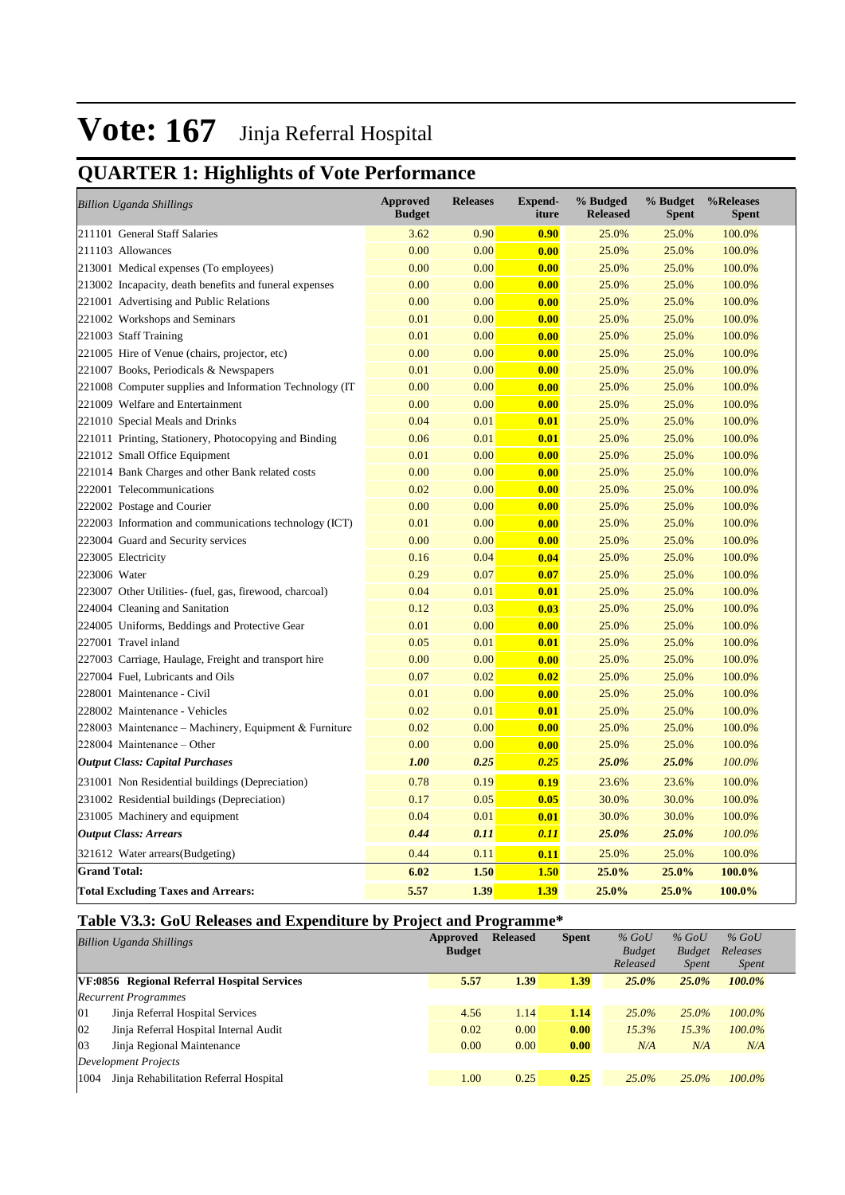# Vote: 167 Jinja Referral Hospital

## QUARTER 1: Highlights of Vote Performance

| *Billion Uganda Shillings* | Approved Budget | Releases | Expend-iture | % Budgeted Released | % Budget Spent | %Releases Spent |
|---|---|---|---|---|---|---|
| 211101 General Staff Salaries | 3.62 | 0.90 | **0.90** | 25.0% | 25.0% | 100.0% |
| 211103 Allowances | 0.00 | 0.00 | **0.00** | 25.0% | 25.0% | 100.0% |
| 213001 Medical expenses (To employees) | 0.00 | 0.00 | **0.00** | 25.0% | 25.0% | 100.0% |
| 213002 Incapacity, death benefits and funeral expenses | 0.00 | 0.00 | **0.00** | 25.0% | 25.0% | 100.0% |
| 221001 Advertising and Public Relations | 0.00 | 0.00 | **0.00** | 25.0% | 25.0% | 100.0% |
| 221002 Workshops and Seminars | 0.01 | 0.00 | **0.00** | 25.0% | 25.0% | 100.0% |
| 221003 Staff Training | 0.01 | 0.00 | **0.00** | 25.0% | 25.0% | 100.0% |
| 221005 Hire of Venue (chairs, projector, etc) | 0.00 | 0.00 | **0.00** | 25.0% | 25.0% | 100.0% |
| 221007 Books, Periodicals & Newspapers | 0.01 | 0.00 | **0.00** | 25.0% | 25.0% | 100.0% |
| 221008 Computer supplies and Information Technology (IT | 0.00 | 0.00 | **0.00** | 25.0% | 25.0% | 100.0% |
| 221009 Welfare and Entertainment | 0.00 | 0.00 | **0.00** | 25.0% | 25.0% | 100.0% |
| 221010 Special Meals and Drinks | 0.04 | 0.01 | **0.01** | 25.0% | 25.0% | 100.0% |
| 221011 Printing, Stationery, Photocopying and Binding | 0.06 | 0.01 | **0.01** | 25.0% | 25.0% | 100.0% |
| 221012 Small Office Equipment | 0.01 | 0.00 | **0.00** | 25.0% | 25.0% | 100.0% |
| 221014 Bank Charges and other Bank related costs | 0.00 | 0.00 | **0.00** | 25.0% | 25.0% | 100.0% |
| 222001 Telecommunications | 0.02 | 0.00 | **0.00** | 25.0% | 25.0% | 100.0% |
| 222002 Postage and Courier | 0.00 | 0.00 | **0.00** | 25.0% | 25.0% | 100.0% |
| 222003 Information and communications technology (ICT) | 0.01 | 0.00 | **0.00** | 25.0% | 25.0% | 100.0% |
| 223004 Guard and Security services | 0.00 | 0.00 | **0.00** | 25.0% | 25.0% | 100.0% |
| 223005 Electricity | 0.16 | 0.04 | **0.04** | 25.0% | 25.0% | 100.0% |
| 223006 Water | 0.29 | 0.07 | **0.07** | 25.0% | 25.0% | 100.0% |
| 223007 Other Utilities- (fuel, gas, firewood, charcoal) | 0.04 | 0.01 | **0.01** | 25.0% | 25.0% | 100.0% |
| 224004 Cleaning and Sanitation | 0.12 | 0.03 | **0.03** | 25.0% | 25.0% | 100.0% |
| 224005 Uniforms, Beddings and Protective Gear | 0.01 | 0.00 | **0.00** | 25.0% | 25.0% | 100.0% |
| 227001 Travel inland | 0.05 | 0.01 | **0.01** | 25.0% | 25.0% | 100.0% |
| 227003 Carriage, Haulage, Freight and transport hire | 0.00 | 0.00 | **0.00** | 25.0% | 25.0% | 100.0% |
| 227004 Fuel, Lubricants and Oils | 0.07 | 0.02 | **0.02** | 25.0% | 25.0% | 100.0% |
| 228001 Maintenance - Civil | 0.01 | 0.00 | **0.00** | 25.0% | 25.0% | 100.0% |
| 228002 Maintenance - Vehicles | 0.02 | 0.01 | **0.01** | 25.0% | 25.0% | 100.0% |
| 228003 Maintenance – Machinery, Equipment & Furniture | 0.02 | 0.00 | **0.00** | 25.0% | 25.0% | 100.0% |
| 228004 Maintenance – Other | 0.00 | 0.00 | **0.00** | 25.0% | 25.0% | 100.0% |
| ***Output Class: Capital Purchases*** | ***1.00*** | ***0.25*** | ***0.25*** | ***25.0%*** | ***25.0%*** | *100.0%* |
| 231001 Non Residential buildings (Depreciation) | 0.78 | 0.19 | **0.19** | 23.6% | 23.6% | 100.0% |
| 231002 Residential buildings (Depreciation) | 0.17 | 0.05 | **0.05** | 30.0% | 30.0% | 100.0% |
| 231005 Machinery and equipment | 0.04 | 0.01 | **0.01** | 30.0% | 30.0% | 100.0% |
| ***Output Class: Arrears*** | ***0.44*** | ***0.11*** | ***0.11*** | ***25.0%*** | ***25.0%*** | *100.0%* |
| 321612 Water arrears(Budgeting) | 0.44 | 0.11 | **0.11** | 25.0% | 25.0% | 100.0% |
| **Grand Total:** | **6.02** | **1.50** | **1.50** | **25.0%** | **25.0%** | **100.0%** |
| **Total Excluding Taxes and Arrears:** | **5.57** | **1.39** | **1.39** | **25.0%** | **25.0%** | **100.0%** |

### Table V3.3: GoU Releases and Expenditure by Project and Programme*

| *Billion Uganda Shillings* | Approved Budget | Released | Spent | *% GoU Budget Released* | *% GoU Budget Spent* | *% GoU Releases Spent* |
|---|---|---|---|---|---|---|
| **VF:0856 Regional Referral Hospital Services** | **5.57** | **1.39** | **1.39** | ***25.0%*** | ***25.0%*** | ***100.0%*** |
| *Recurrent Programmes* | | | | | | |
| 01 Jinja Referral Hospital Services | 4.56 | 1.14 | **1.14** | *25.0%* | *25.0%* | *100.0%* |
| 02 Jinja Referral Hospital Internal Audit | 0.02 | 0.00 | **0.00** | *15.3%* | *15.3%* | *100.0%* |
| 03 Jinja Regional Maintenance | 0.00 | 0.00 | **0.00** | *N/A* | *N/A* | *N/A* |
| *Development Projects* | | | | | | |
| 1004 Jinja Rehabilitation Referral Hospital | 1.00 | 0.25 | **0.25** | *25.0%* | *25.0%* | *100.0%* |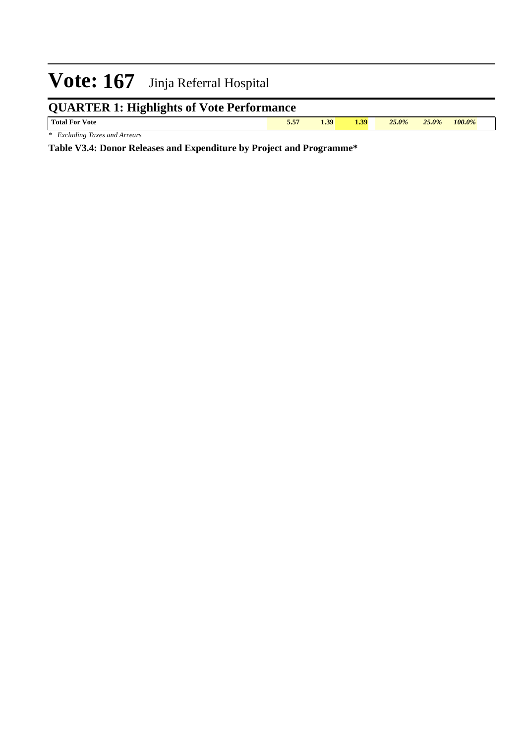# Vote: 167 Jinja Referral Hospital

## QUARTER 1: Highlights of Vote Performance

| | | | | | | |
|---|---|---|---|---|---|---|
| **Total For Vote** | **5.57** | **1.39** | **1.39** | ***25.0%*** | ***25.0%*** | ***100.0%*** |

*\* Excluding Taxes and Arrears*

**Table V3.4: Donor Releases and Expenditure by Project and Programme***